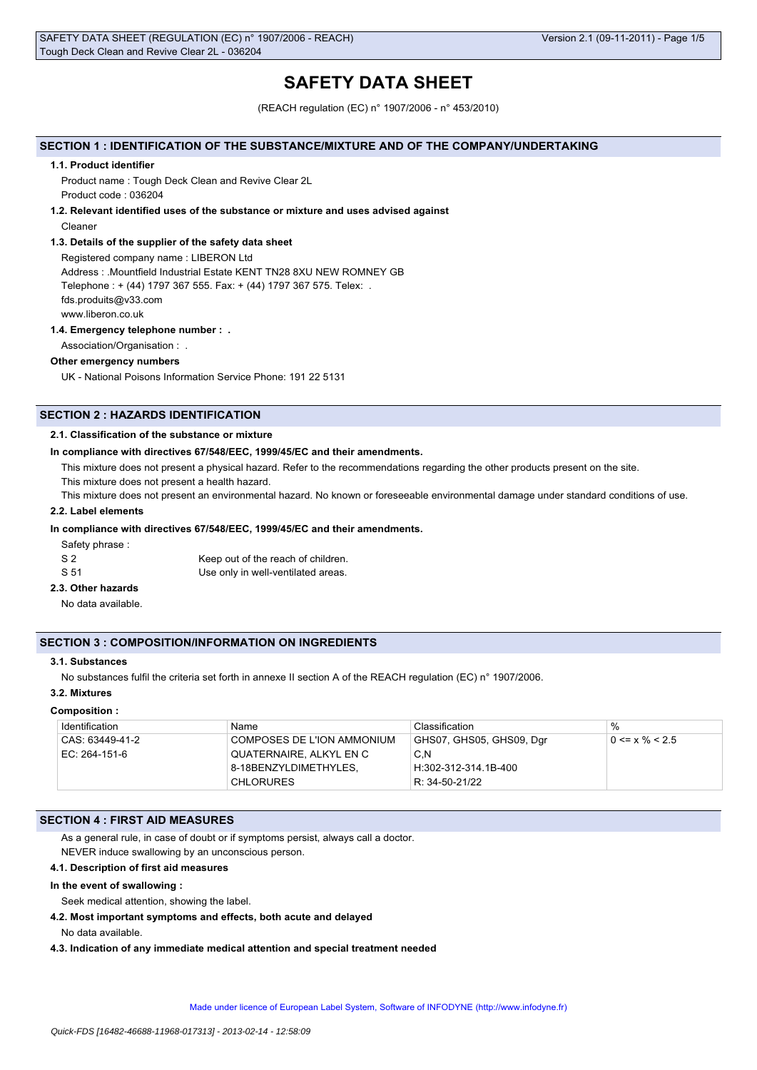# SAFETY DATA SHEET

(REACH regulation (EC) n° 1907/2006 - n° 453/2010)

## SECTION 1 : IDENTIFICATION OF THE SUBSTANCE/MIXTURE AND OF THE COMPANY/UNDERTAKING

### 1.1. Product identifier

Product name : Tough Deck Clean and Revive Clear 2L

Product code : 036204

### 1.2. Relevant identified uses of the substance or mixture and uses advised against

Cleaner

### 1.3. Details of the supplier of the safety data sheet

Registered company name : LIBERON Ltd

Address : .Mountfield Industrial Estate KENT TN28 8XU NEW ROMNEY GB

Telephone : + (44) 1797 367 555. Fax: + (44) 1797 367 575. Telex: .

fds.produits@v33.com

www.liberon.co.uk

### 1.4. Emergency telephone number : .

Association/Organisation : .

**Other emergency numbers**

UK - National Poisons Information Service Phone: 191 22 5131

## SECTION 2 : HAZARDS IDENTIFICATION

### 2.1. Classification of the substance or mixture

**In compliance with directives 67/548/EEC, 1999/45/EC and their amendments.**

This mixture does not present a physical hazard. Refer to the recommendations regarding the other products present on the site.

This mixture does not present a health hazard.

This mixture does not present an environmental hazard. No known or foreseeable environmental damage under standard conditions of use.

### 2.2. Label elements

**In compliance with directives 67/548/EEC, 1999/45/EC and their amendments.**

Safety phrase :

S 2 Keep out of the reach of children.

S 51 Use only in well-ventilated areas.

### 2.3. Other hazards

No data available.

## SECTION 3 : COMPOSITION/INFORMATION ON INGREDIENTS

### 3.1. Substances

No substances fulfil the criteria set forth in annexe II section A of the REACH regulation (EC) n° 1907/2006.

### 3.2. Mixtures

**Composition :**

| Identification | Name | Classification | % |
|---|---|---|---|
| CAS: 63449-41-2<br>EC: 264-151-6 | COMPOSES DE L'ION AMMONIUM QUATERNAIRE, ALKYL EN C 8-18BENZYLDIMETHYLES, CHLORURES | GHS07, GHS05, GHS09, Dgr<br>C,N<br>H:302-312-314.1B-400<br>R: 34-50-21/22 | 0 <= x % < 2.5 |

## SECTION 4 : FIRST AID MEASURES

As a general rule, in case of doubt or if symptoms persist, always call a doctor.

NEVER induce swallowing by an unconscious person.

### 4.1. Description of first aid measures

**In the event of swallowing :**

Seek medical attention, showing the label.

### 4.2. Most important symptoms and effects, both acute and delayed

No data available.

### 4.3. Indication of any immediate medical attention and special treatment needed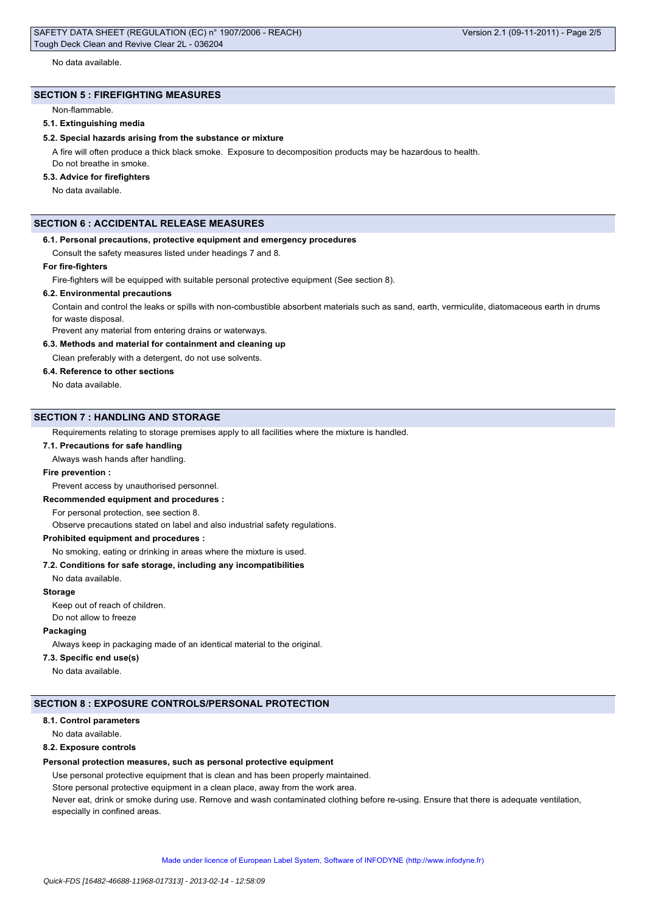No data available.

## SECTION 5 : FIREFIGHTING MEASURES

Non-flammable.

### 5.1. Extinguishing media

### 5.2. Special hazards arising from the substance or mixture

A fire will often produce a thick black smoke. Exposure to decomposition products may be hazardous to health.

Do not breathe in smoke.

### 5.3. Advice for firefighters

No data available.

## SECTION 6 : ACCIDENTAL RELEASE MEASURES

### 6.1. Personal precautions, protective equipment and emergency procedures

Consult the safety measures listed under headings 7 and 8.

**For fire-fighters**

Fire-fighters will be equipped with suitable personal protective equipment (See section 8).

### 6.2. Environmental precautions

Contain and control the leaks or spills with non-combustible absorbent materials such as sand, earth, vermiculite, diatomaceous earth in drums for waste disposal.

Prevent any material from entering drains or waterways.

### 6.3. Methods and material for containment and cleaning up

Clean preferably with a detergent, do not use solvents.

### 6.4. Reference to other sections

No data available.

## SECTION 7 : HANDLING AND STORAGE

Requirements relating to storage premises apply to all facilities where the mixture is handled.

### 7.1. Precautions for safe handling

Always wash hands after handling.

**Fire prevention :**

Prevent access by unauthorised personnel.

**Recommended equipment and procedures :**

For personal protection, see section 8.

Observe precautions stated on label and also industrial safety regulations.

**Prohibited equipment and procedures :**

No smoking, eating or drinking in areas where the mixture is used.

### 7.2. Conditions for safe storage, including any incompatibilities

No data available.

**Storage**

Keep out of reach of children.

Do not allow to freeze

**Packaging**

Always keep in packaging made of an identical material to the original.

### 7.3. Specific end use(s)

No data available.

## SECTION 8 : EXPOSURE CONTROLS/PERSONAL PROTECTION

### 8.1. Control parameters

No data available.

### 8.2. Exposure controls

**Personal protection measures, such as personal protective equipment**

Use personal protective equipment that is clean and has been properly maintained.

Store personal protective equipment in a clean place, away from the work area.

Never eat, drink or smoke during use. Remove and wash contaminated clothing before re-using. Ensure that there is adequate ventilation, especially in confined areas.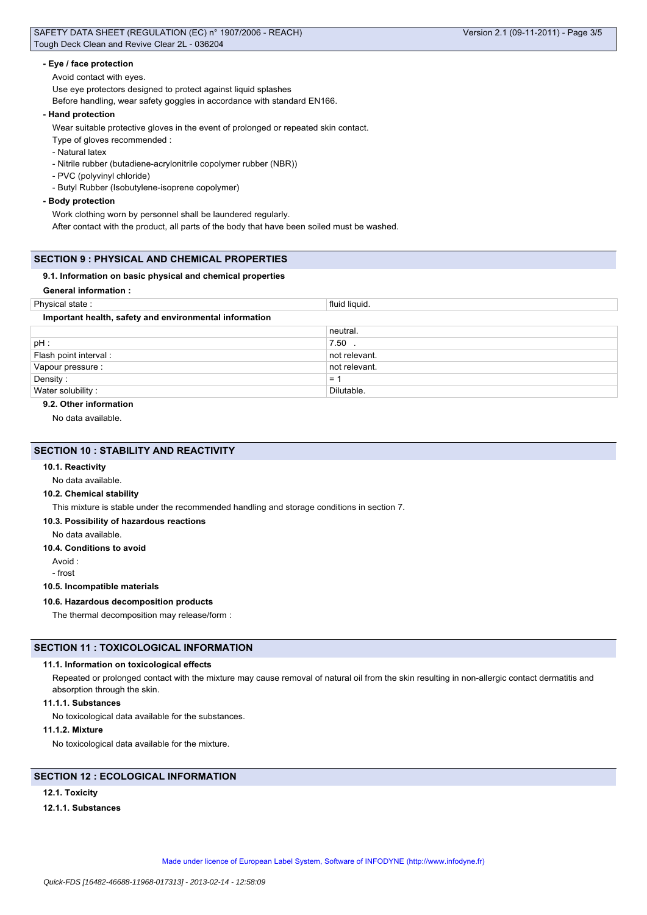**- Eye / face protection**

Avoid contact with eyes.

Use eye protectors designed to protect against liquid splashes

Before handling, wear safety goggles in accordance with standard EN166.

**- Hand protection**

Wear suitable protective gloves in the event of prolonged or repeated skin contact.

Type of gloves recommended :

- Natural latex
- Nitrile rubber (butadiene-acrylonitrile copolymer rubber (NBR))
- PVC (polyvinyl chloride)
- Butyl Rubber (Isobutylene-isoprene copolymer)

**- Body protection**

Work clothing worn by personnel shall be laundered regularly.

After contact with the product, all parts of the body that have been soiled must be washed.

## SECTION 9 : PHYSICAL AND CHEMICAL PROPERTIES

### 9.1. Information on basic physical and chemical properties

**General information :**

| Physical state : | fluid liquid. |
|---|---|

**Important health, safety and environmental information**

| | neutral. |
|---|---|
| pH : | 7.50 . |
| Flash point interval : | not relevant. |
| Vapour pressure : | not relevant. |
| Density : | = 1 |
| Water solubility : | Dilutable. |

### 9.2. Other information

No data available.

## SECTION 10 : STABILITY AND REACTIVITY

### 10.1. Reactivity

No data available.

### 10.2. Chemical stability

This mixture is stable under the recommended handling and storage conditions in section 7.

### 10.3. Possibility of hazardous reactions

No data available.

### 10.4. Conditions to avoid

Avoid :

- frost

### 10.5. Incompatible materials

### 10.6. Hazardous decomposition products

The thermal decomposition may release/form :

## SECTION 11 : TOXICOLOGICAL INFORMATION

### 11.1. Information on toxicological effects

Repeated or prolonged contact with the mixture may cause removal of natural oil from the skin resulting in non-allergic contact dermatitis and absorption through the skin.

#### 11.1.1. Substances

No toxicological data available for the substances.

#### 11.1.2. Mixture

No toxicological data available for the mixture.

## SECTION 12 : ECOLOGICAL INFORMATION

### 12.1. Toxicity

#### 12.1.1. Substances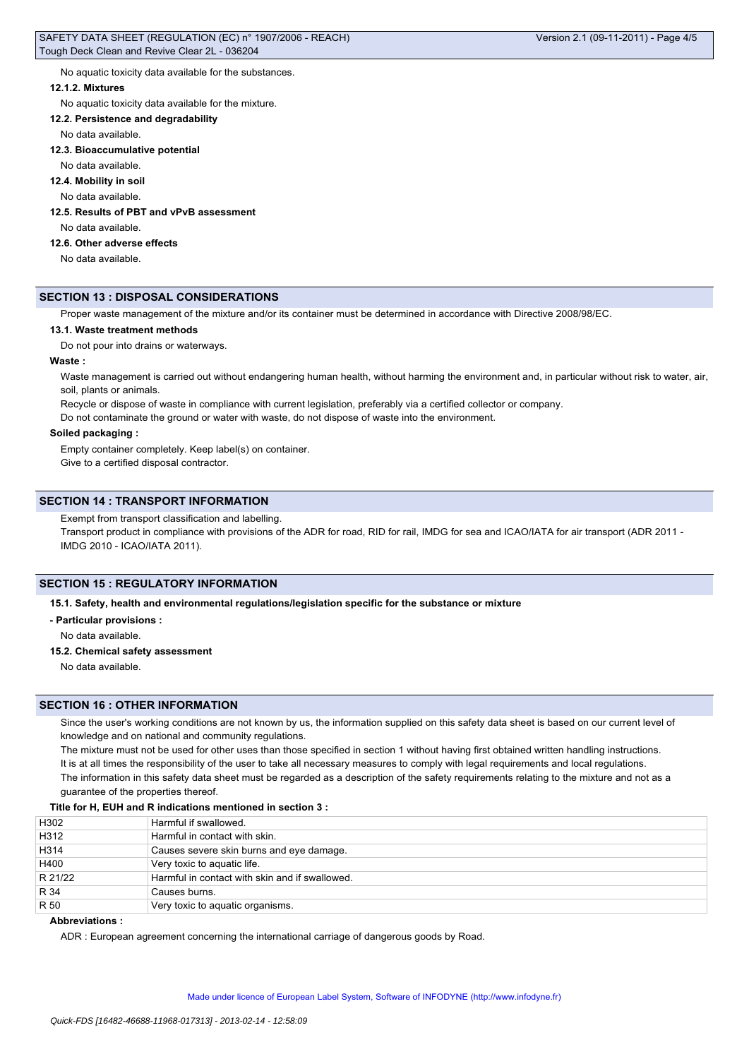No aquatic toxicity data available for the substances.

#### 12.1.2. Mixtures

No aquatic toxicity data available for the mixture.

#### 12.2. Persistence and degradability

No data available.

#### 12.3. Bioaccumulative potential

No data available.

#### 12.4. Mobility in soil

No data available.

#### 12.5. Results of PBT and vPvB assessment

No data available.

#### 12.6. Other adverse effects

No data available.

## SECTION 13 : DISPOSAL CONSIDERATIONS

Proper waste management of the mixture and/or its container must be determined in accordance with Directive 2008/98/EC.

#### 13.1. Waste treatment methods

Do not pour into drains or waterways.

**Waste :**

Waste management is carried out without endangering human health, without harming the environment and, in particular without risk to water, air, soil, plants or animals.

Recycle or dispose of waste in compliance with current legislation, preferably via a certified collector or company.

Do not contaminate the ground or water with waste, do not dispose of waste into the environment.

**Soiled packaging :**

Empty container completely. Keep label(s) on container.

Give to a certified disposal contractor.

## SECTION 14 : TRANSPORT INFORMATION

Exempt from transport classification and labelling.

Transport product in compliance with provisions of the ADR for road, RID for rail, IMDG for sea and ICAO/IATA for air transport (ADR 2011 - IMDG 2010 - ICAO/IATA 2011).

## SECTION 15 : REGULATORY INFORMATION

#### 15.1. Safety, health and environmental regulations/legislation specific for the substance or mixture

**- Particular provisions :**

No data available.

#### 15.2. Chemical safety assessment

No data available.

## SECTION 16 : OTHER INFORMATION

Since the user's working conditions are not known by us, the information supplied on this safety data sheet is based on our current level of knowledge and on national and community regulations.

The mixture must not be used for other uses than those specified in section 1 without having first obtained written handling instructions.

It is at all times the responsibility of the user to take all necessary measures to comply with legal requirements and local regulations.

The information in this safety data sheet must be regarded as a description of the safety requirements relating to the mixture and not as a guarantee of the properties thereof.

**Title for H, EUH and R indications mentioned in section 3 :**

| | |
|---|---|
| H302 | Harmful if swallowed. |
| H312 | Harmful in contact with skin. |
| H314 | Causes severe skin burns and eye damage. |
| H400 | Very toxic to aquatic life. |
| R 21/22 | Harmful in contact with skin and if swallowed. |
| R 34 | Causes burns. |
| R 50 | Very toxic to aquatic organisms. |

**Abbreviations :**

ADR : European agreement concerning the international carriage of dangerous goods by Road.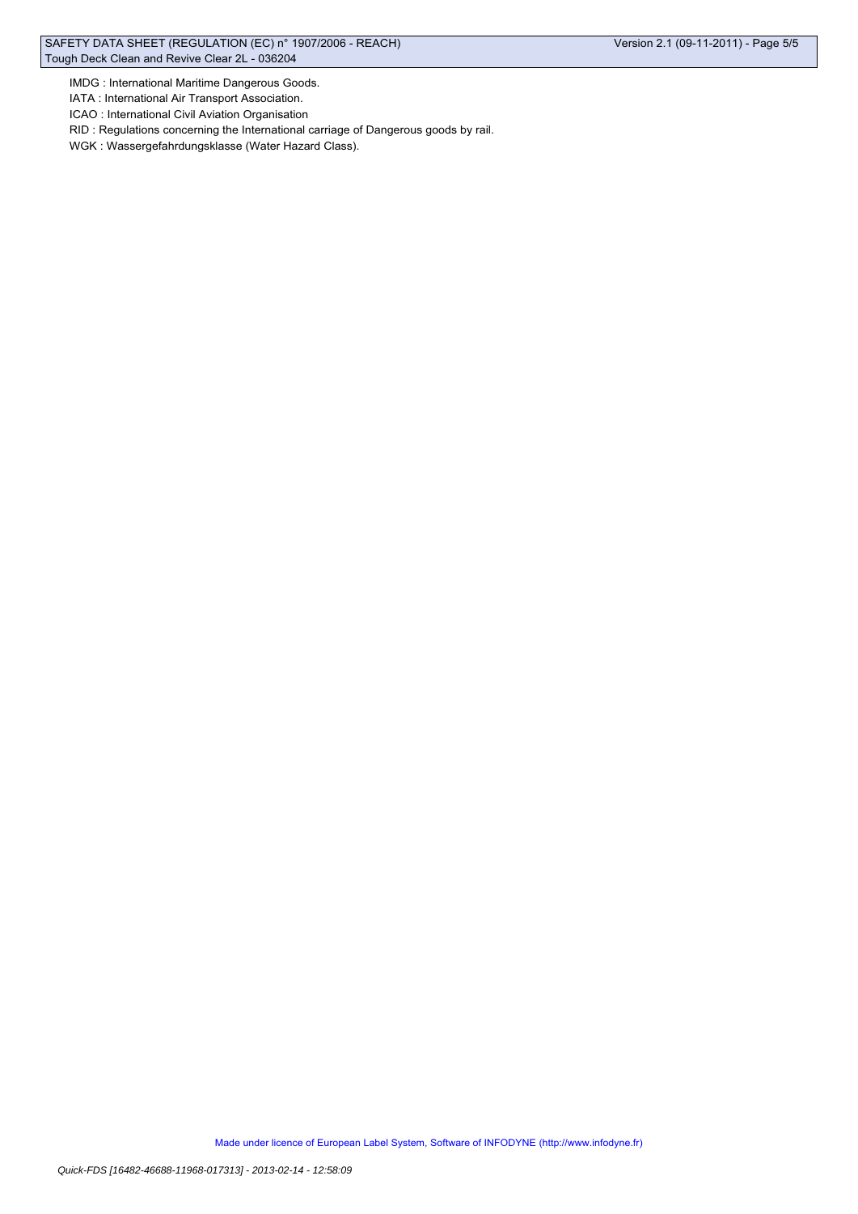IMDG : International Maritime Dangerous Goods.

IATA : International Air Transport Association.

ICAO : International Civil Aviation Organisation

RID : Regulations concerning the International carriage of Dangerous goods by rail.

WGK : Wassergefahrdungsklasse (Water Hazard Class).